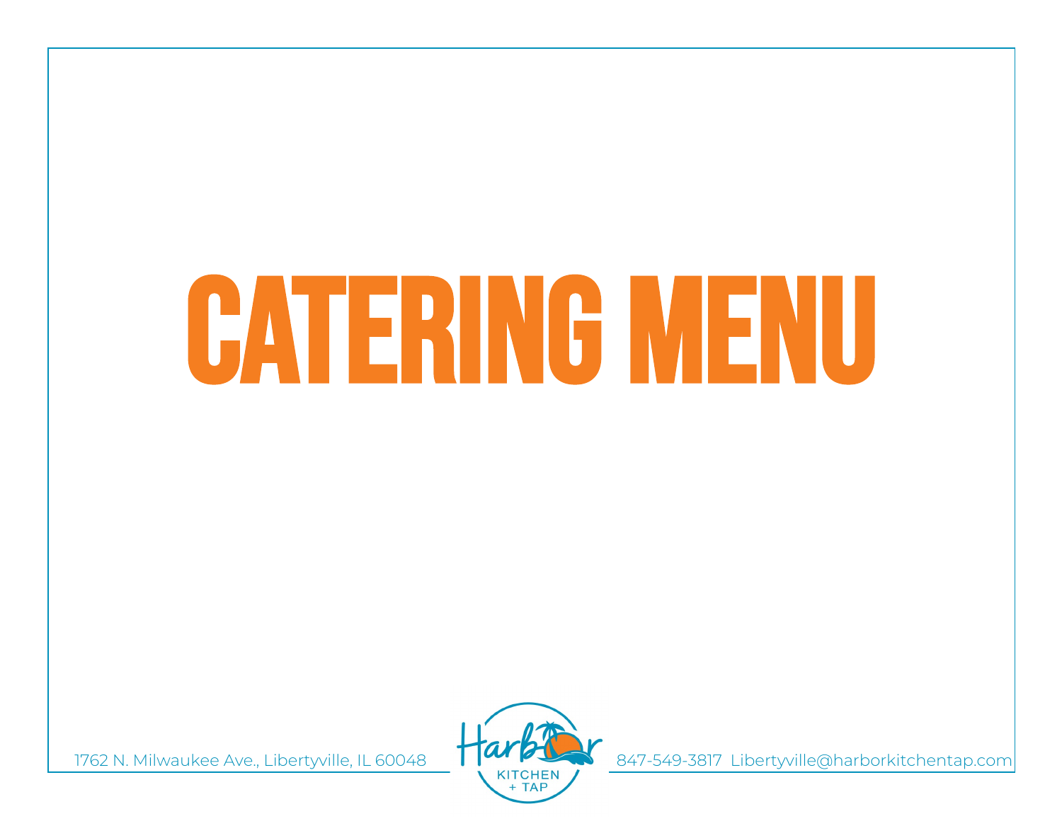# CATERING MENU

1762 N. Milwaukee Ave., Libertyville, IL 60048

Harbor KITCHEN + TAP

847-549-3817 Libertyville@harborkitchentap.com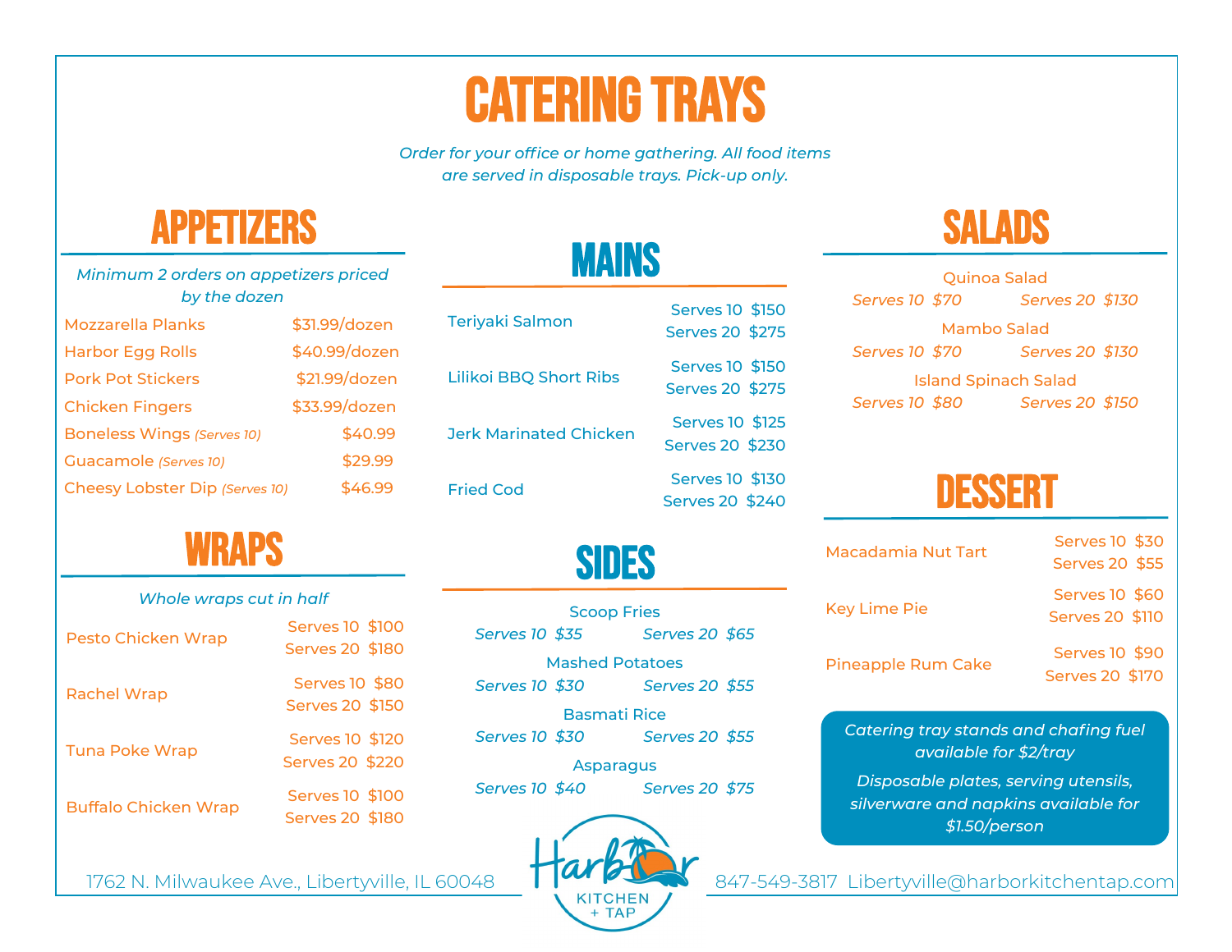# CATERING TRAYS

*Order for your office or home gathering. All food items are served in disposable trays. Pick-up only.*

## APPETIZERS

*Minimum 2 orders on appetizers priced by the dozen*

| Item | Price |
|---|---|
| Mozzarella Planks | $31.99/dozen |
| Harbor Egg Rolls | $40.99/dozen |
| Pork Pot Stickers | $21.99/dozen |
| Chicken Fingers | $33.99/dozen |
| Boneless Wings *(Serves 10)* | $40.99 |
| Guacamole *(Serves 10)* | $29.99 |
| Cheesy Lobster Dip *(Serves 10)* | $46.99 |

## WRAPS

*Whole wraps cut in half*

| Item | Serves 10 | Serves 20 |
|---|---|---|
| Pesto Chicken Wrap | $100 | $180 |
| Rachel Wrap | $80 | $150 |
| Tuna Poke Wrap | $120 | $220 |
| Buffalo Chicken Wrap | $100 | $180 |

## MAINS

| Item | Serves 10 | Serves 20 |
|---|---|---|
| Teriyaki Salmon | $150 | $275 |
| Lilikoi BBQ Short Ribs | $150 | $275 |
| Jerk Marinated Chicken | $125 | $230 |
| Fried Cod | $130 | $240 |

## SIDES

| Item | Serves 10 | Serves 20 |
|---|---|---|
| Scoop Fries | $35 | $65 |
| Mashed Potatoes | $30 | $55 |
| Basmati Rice | $30 | $55 |
| Asparagus | $40 | $75 |

## SALADS

| Item | Serves 10 | Serves 20 |
|---|---|---|
| Quinoa Salad | $70 | $130 |
| Mambo Salad | $70 | $130 |
| Island Spinach Salad | $80 | $150 |

## DESSERT

| Item | Serves 10 | Serves 20 |
|---|---|---|
| Macadamia Nut Tart | $30 | $55 |
| Key Lime Pie | $60 | $110 |
| Pineapple Rum Cake | $90 | $170 |

*Catering tray stands and chafing fuel available for $2/tray*

*Disposable plates, serving utensils, silverware and napkins available for $1.50/person*

1762 N. Milwaukee Ave., Libertyville, IL 60048

Harbor Kitchen + Tap

847-549-3817 Libertyville@harborkitchentap.com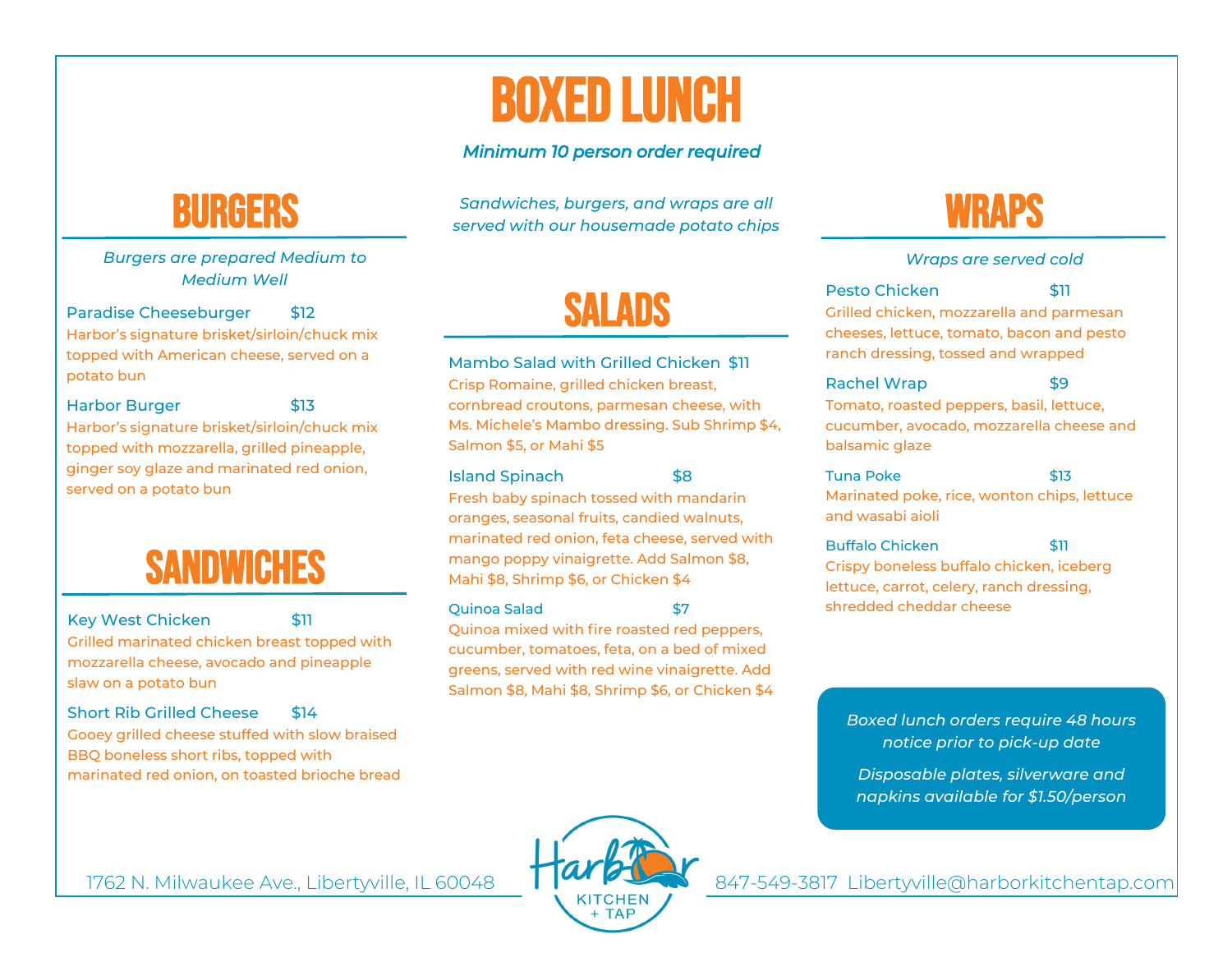# BOXED LUNCH

*Minimum 10 person order required*

*Sandwiches, burgers, and wraps are all served with our housemade potato chips*

## BURGERS

*Burgers are prepared Medium to Medium Well*

**Paradise Cheeseburger** $12
Harbor's signature brisket/sirloin/chuck mix topped with American cheese, served on a potato bun

**Harbor Burger** $13
Harbor's signature brisket/sirloin/chuck mix topped with mozzarella, grilled pineapple, ginger soy glaze and marinated red onion, served on a potato bun

## SANDWICHES

**Key West Chicken** $11
Grilled marinated chicken breast topped with mozzarella cheese, avocado and pineapple slaw on a potato bun

**Short Rib Grilled Cheese** $14
Gooey grilled cheese stuffed with slow braised BBQ boneless short ribs, topped with marinated red onion, on toasted brioche bread

## SALADS

**Mambo Salad with Grilled Chicken** $11
Crisp Romaine, grilled chicken breast, cornbread croutons, parmesan cheese, with Ms. Michele's Mambo dressing. Sub Shrimp $4, Salmon $5, or Mahi $5

**Island Spinach** $8
Fresh baby spinach tossed with mandarin oranges, seasonal fruits, candied walnuts, marinated red onion, feta cheese, served with mango poppy vinaigrette. Add Salmon $8, Mahi $8, Shrimp $6, or Chicken $4

**Quinoa Salad** $7
Quinoa mixed with fire roasted red peppers, cucumber, tomatoes, feta, on a bed of mixed greens, served with red wine vinaigrette. Add Salmon $8, Mahi $8, Shrimp $6, or Chicken $4

## WRAPS

*Wraps are served cold*

**Pesto Chicken** $11
Grilled chicken, mozzarella and parmesan cheeses, lettuce, tomato, bacon and pesto ranch dressing, tossed and wrapped

**Rachel Wrap** $9
Tomato, roasted peppers, basil, lettuce, cucumber, avocado, mozzarella cheese and balsamic glaze

**Tuna Poke** $13
Marinated poke, rice, wonton chips, lettuce and wasabi aioli

**Buffalo Chicken** $11
Crispy boneless buffalo chicken, iceberg lettuce, carrot, celery, ranch dressing, shredded cheddar cheese

*Boxed lunch orders require 48 hours notice prior to pick-up date*

*Disposable plates, silverware and napkins available for $1.50/person*

1762 N. Milwaukee Ave., Libertyville, IL 60048

Harbor Kitchen + Tap

847-549-3817 Libertyville@harborkitchentap.com